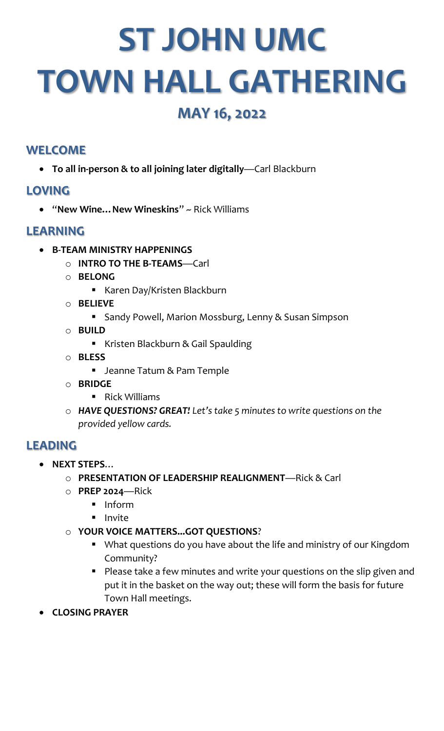# ST JOHN UMC

# TOWN HALL GATHERING

### MAY 16, 2022

## WELCOME

- **To all in-person & to all joining later digitally**—Carl Blackburn

## LOVING

- "**New Wine…New Wineskins**" ~ Rick Williams

## LEARNING

- **B-TEAM MINISTRY HAPPENINGS**
    - **INTRO TO THE B-TEAMS**—Carl
    - **BELONG**
        - Karen Day/Kristen Blackburn
    - **BELIEVE**
        - Sandy Powell, Marion Mossburg, Lenny & Susan Simpson
    - **BUILD**
        - Kristen Blackburn & Gail Spaulding
    - **BLESS**
        - Jeanne Tatum & Pam Temple
    - **BRIDGE**
        - Rick Williams
    - ***HAVE QUESTIONS? GREAT!*** *Let's take 5 minutes to write questions on the provided yellow cards.*

## LEADING

- **NEXT STEPS**…
    - **PRESENTATION OF LEADERSHIP REALIGNMENT**—Rick & Carl
    - **PREP 2024**—Rick
        - Inform
        - Invite
    - **YOUR VOICE MATTERS…GOT QUESTIONS**?
        - What questions do you have about the life and ministry of our Kingdom Community?
        - Please take a few minutes and write your questions on the slip given and put it in the basket on the way out; these will form the basis for future Town Hall meetings.
- **CLOSING PRAYER**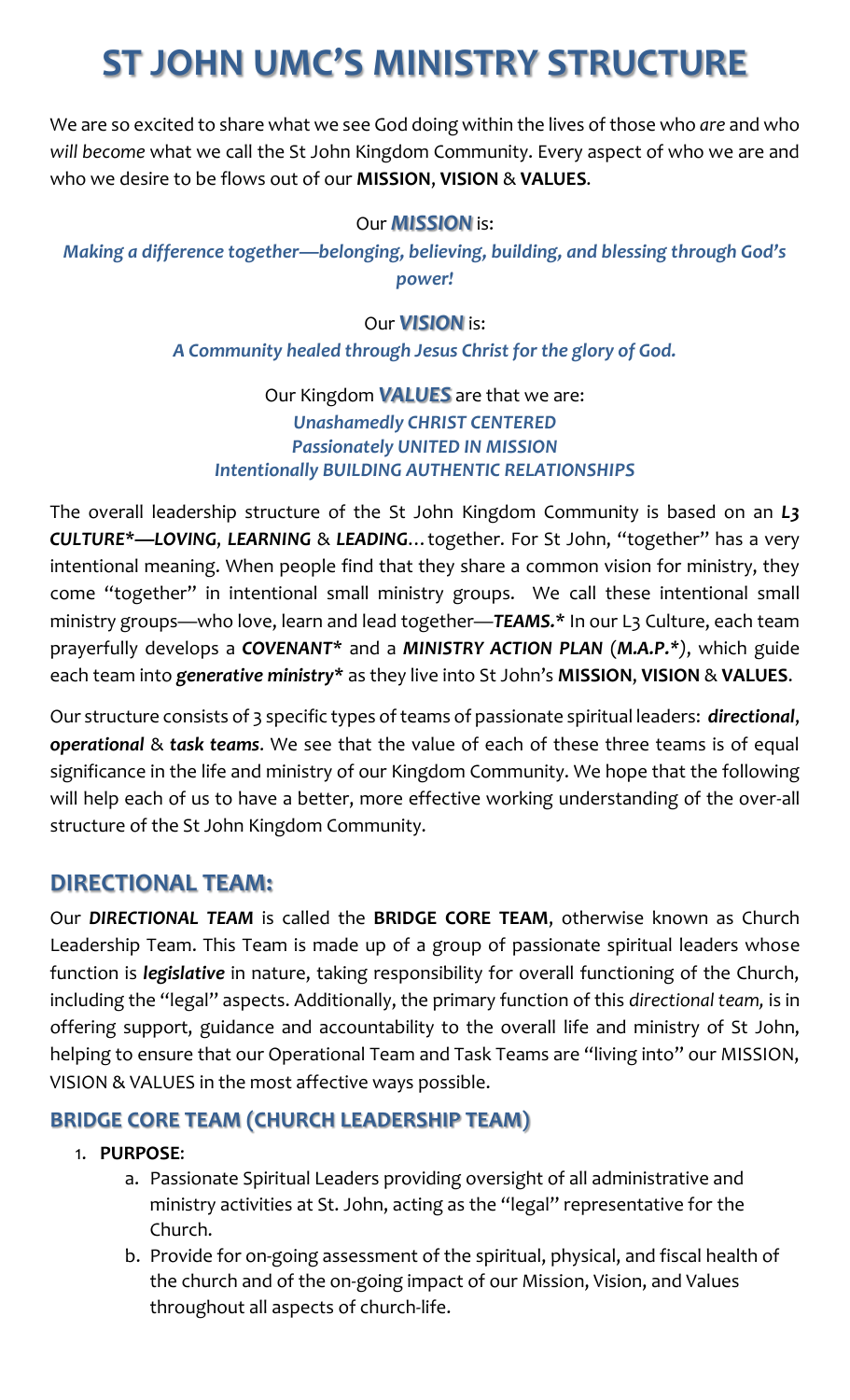# ST JOHN UMC'S MINISTRY STRUCTURE

We are so excited to share what we see God doing within the lives of those who *are* and who *will become* what we call the St John Kingdom Community. Every aspect of who we are and who we desire to be flows out of our **MISSION**, **VISION** & **VALUES**.

Our ***MISSION*** is:

***Making a difference together—belonging, believing, building, and blessing through God's power!***

Our ***VISION*** is:

***A Community healed through Jesus Christ for the glory of God.***

Our Kingdom ***VALUES*** are that we are:

***Unashamedly CHRIST CENTERED***
***Passionately UNITED IN MISSION***
***Intentionally BUILDING AUTHENTIC RELATIONSHIPS***

The overall leadership structure of the St John Kingdom Community is based on an ***L3 CULTURE\*—LOVING, LEARNING*** & ***LEADING***…together. For St John, "together" has a very intentional meaning. When people find that they share a common vision for ministry, they come "together" in intentional small ministry groups. We call these intentional small ministry groups—who love, learn and lead together—***TEAMS.\**** In our L3 Culture, each team prayerfully develops a ***COVENANT\**** and a ***MINISTRY ACTION PLAN*** (***M.A.P.\****), which guide each team into ***generative ministry\**** as they live into St John's **MISSION**, **VISION** & **VALUES**.

Our structure consists of 3 specific types of teams of passionate spiritual leaders: ***directional***, ***operational*** & ***task teams***. We see that the value of each of these three teams is of equal significance in the life and ministry of our Kingdom Community. We hope that the following will help each of us to have a better, more effective working understanding of the over-all structure of the St John Kingdom Community.

## DIRECTIONAL TEAM:

Our ***DIRECTIONAL TEAM*** is called the **BRIDGE CORE TEAM**, otherwise known as Church Leadership Team. This Team is made up of a group of passionate spiritual leaders whose function is ***legislative*** in nature, taking responsibility for overall functioning of the Church, including the "legal" aspects. Additionally, the primary function of this *directional team,* is in offering support, guidance and accountability to the overall life and ministry of St John, helping to ensure that our Operational Team and Task Teams are "living into" our MISSION, VISION & VALUES in the most affective ways possible.

### BRIDGE CORE TEAM (CHURCH LEADERSHIP TEAM)

1. **PURPOSE**:
   a. Passionate Spiritual Leaders providing oversight of all administrative and ministry activities at St. John, acting as the "legal" representative for the Church.
   b. Provide for on-going assessment of the spiritual, physical, and fiscal health of the church and of the on-going impact of our Mission, Vision, and Values throughout all aspects of church-life.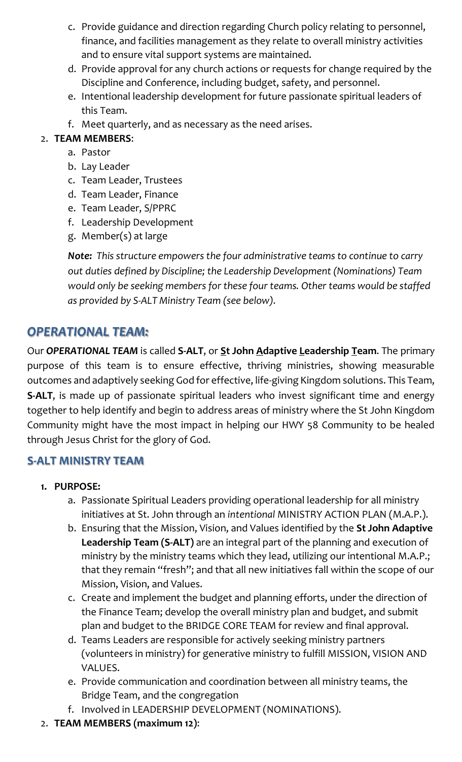c. Provide guidance and direction regarding Church policy relating to personnel, finance, and facilities management as they relate to overall ministry activities and to ensure vital support systems are maintained.
d. Provide approval for any church actions or requests for change required by the Discipline and Conference, including budget, safety, and personnel.
e. Intentional leadership development for future passionate spiritual leaders of this Team.
f. Meet quarterly, and as necessary as the need arises.

2. **TEAM MEMBERS**:
    a. Pastor
    b. Lay Leader
    c. Team Leader, Trustees
    d. Team Leader, Finance
    e. Team Leader, S/PPRC
    f. Leadership Development
    g. Member(s) at large

    ***Note:*** *This structure empowers the four administrative teams to continue to carry out duties defined by Discipline; the Leadership Development (Nominations) Team would only be seeking members for these four teams. Other teams would be staffed as provided by S-ALT Ministry Team (see below).*

## *OPERATIONAL TEAM:*

Our ***OPERATIONAL TEAM*** is called **S-ALT**, or **<u>S</u>t John <u>A</u>daptive <u>L</u>eadership <u>T</u>eam**. The primary purpose of this team is to ensure effective, thriving ministries, showing measurable outcomes and adaptively seeking God for effective, life-giving Kingdom solutions. This Team, **S-ALT**, is made up of passionate spiritual leaders who invest significant time and energy together to help identify and begin to address areas of ministry where the St John Kingdom Community might have the most impact in helping our HWY 58 Community to be healed through Jesus Christ for the glory of God.

### S-ALT MINISTRY TEAM

1. **PURPOSE:**
    a. Passionate Spiritual Leaders providing operational leadership for all ministry initiatives at St. John through an *intentional* MINISTRY ACTION PLAN (M.A.P.).
    b. Ensuring that the Mission, Vision, and Values identified by the **St John Adaptive Leadership Team (S-ALT)** are an integral part of the planning and execution of ministry by the ministry teams which they lead, utilizing our intentional M.A.P.; that they remain "fresh"; and that all new initiatives fall within the scope of our Mission, Vision, and Values.
    c. Create and implement the budget and planning efforts, under the direction of the Finance Team; develop the overall ministry plan and budget, and submit plan and budget to the BRIDGE CORE TEAM for review and final approval.
    d. Teams Leaders are responsible for actively seeking ministry partners (volunteers in ministry) for generative ministry to fulfill MISSION, VISION AND VALUES.
    e. Provide communication and coordination between all ministry teams, the Bridge Team, and the congregation
    f. Involved in LEADERSHIP DEVELOPMENT (NOMINATIONS).
2. **TEAM MEMBERS (maximum 12)**: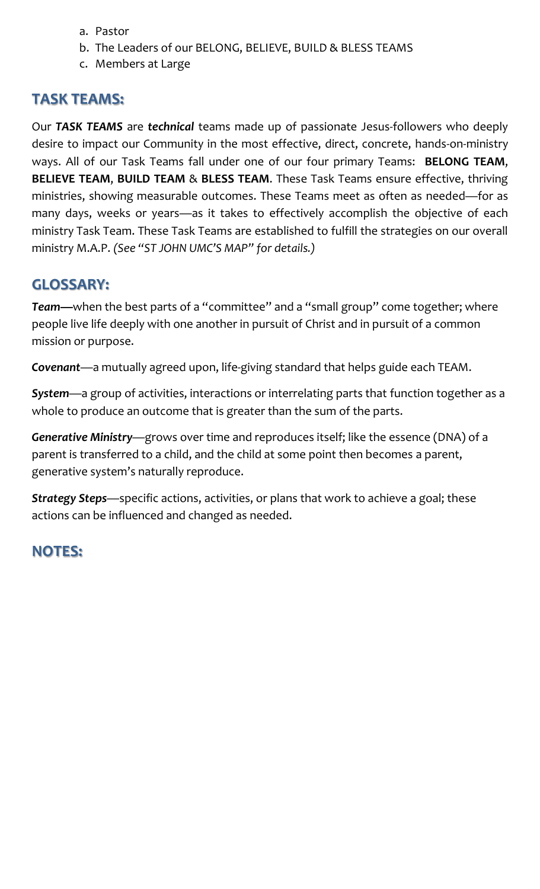a. Pastor
b. The Leaders of our BELONG, BELIEVE, BUILD & BLESS TEAMS
c. Members at Large

## TASK TEAMS:

Our ***TASK TEAMS*** are ***technical*** teams made up of passionate Jesus-followers who deeply desire to impact our Community in the most effective, direct, concrete, hands-on-ministry ways. All of our Task Teams fall under one of our four primary Teams: **BELONG TEAM**, **BELIEVE TEAM**, **BUILD TEAM** & **BLESS TEAM**. These Task Teams ensure effective, thriving ministries, showing measurable outcomes. These Teams meet as often as needed—for as many days, weeks or years—as it takes to effectively accomplish the objective of each ministry Task Team. These Task Teams are established to fulfill the strategies on our overall ministry M.A.P. *(See "ST JOHN UMC'S MAP" for details.)*

## GLOSSARY:

***Team—***when the best parts of a "committee" and a "small group" come together; where people live life deeply with one another in pursuit of Christ and in pursuit of a common mission or purpose.

***Covenant***—a mutually agreed upon, life-giving standard that helps guide each TEAM.

***System***—a group of activities, interactions or interrelating parts that function together as a whole to produce an outcome that is greater than the sum of the parts.

***Generative Ministry***—grows over time and reproduces itself; like the essence (DNA) of a parent is transferred to a child, and the child at some point then becomes a parent, generative system's naturally reproduce.

***Strategy Steps***—specific actions, activities, or plans that work to achieve a goal; these actions can be influenced and changed as needed.

## NOTES: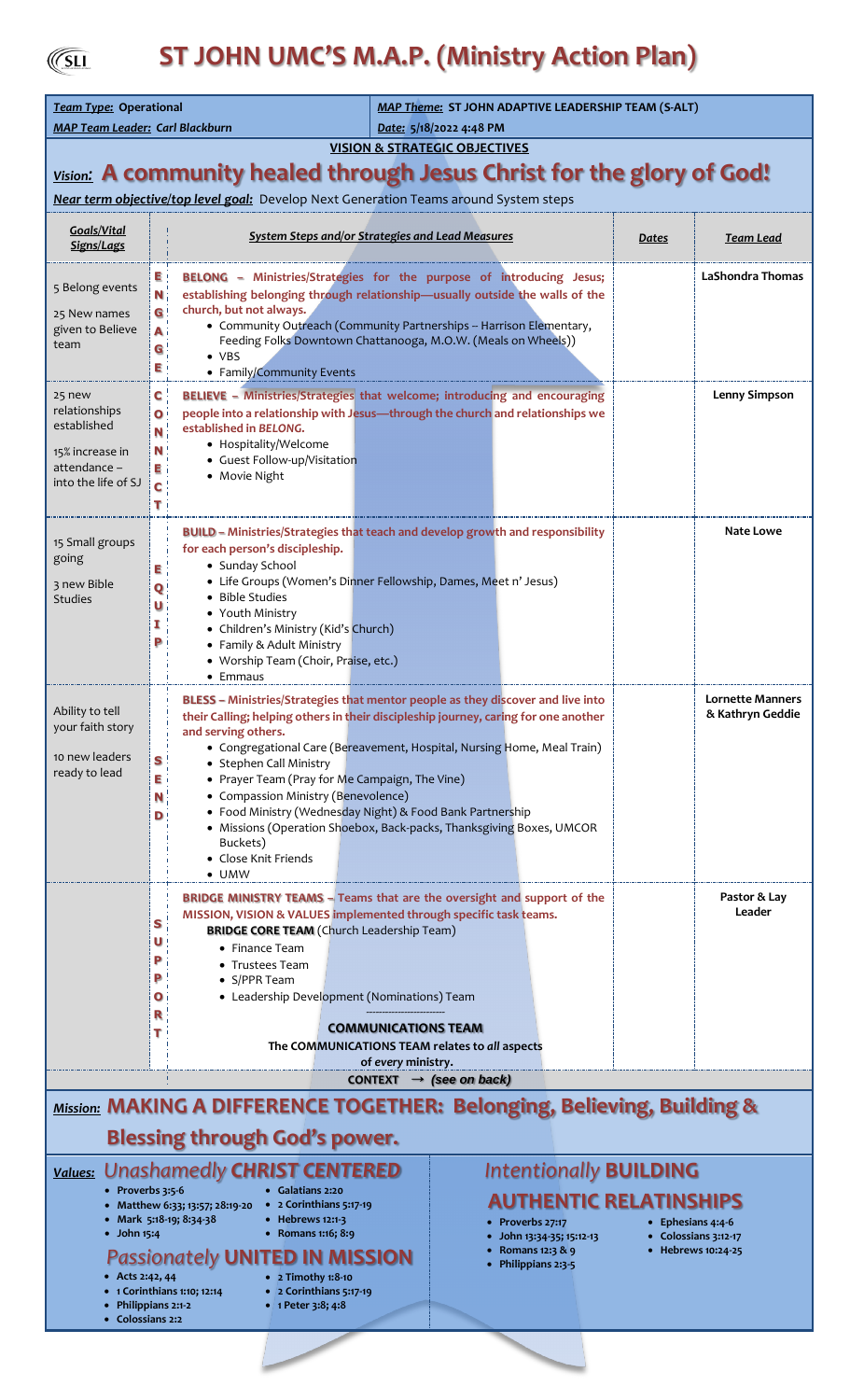# ST JOHN UMC'S M.A.P. (Ministry Action Plan)

| ***Team Type:* Operational** | ***MAP Theme*: ST JOHN ADAPTIVE LEADERSHIP TEAM (S-ALT)** |
|---|---|
| ***MAP Team Leader:* Carl Blackburn** | ***Date:* 5/18/2022 4:48 PM** |

**VISION & STRATEGIC OBJECTIVES**

## *Vision:* A community healed through Jesus Christ for the glory of God!

***Near term objective/top level goal:*** Develop Next Generation Teams around System steps

| *Goals/Vital Signs/Lags* | | *System Steps and/or Strategies and Lead Measures* | *Dates* | *Team Lead* |
|---|---|---|---|---|
| 5 Belong events<br><br>25 New names given to Believe team | ENGAGE | **BELONG – Ministries/Strategies for the purpose of introducing Jesus; establishing belonging through relationship—usually outside the walls of the church, but not always.**<br>• Community Outreach (Community Partnerships – Harrison Elementary, Feeding Folks Downtown Chattanooga, M.O.W. (Meals on Wheels))<br>• VBS<br>• Family/Community Events | | **LaShondra Thomas** |
| 25 new relationships established<br><br>15% increase in attendance – into the life of SJ | CONNECT | **BELIEVE – Ministries/Strategies that welcome; introducing and encouraging people into a relationship with Jesus—through the church and relationships we established in *BELONG*.**<br>• Hospitality/Welcome<br>• Guest Follow-up/Visitation<br>• Movie Night | | **Lenny Simpson** |
| 15 Small groups going<br><br>3 new Bible Studies | EQUIP | **BUILD – Ministries/Strategies that teach and develop growth and responsibility for each person's discipleship.**<br>• Sunday School<br>• Life Groups (Women's Dinner Fellowship, Dames, Meet n' Jesus)<br>• Bible Studies<br>• Youth Ministry<br>• Children's Ministry (Kid's Church)<br>• Family & Adult Ministry<br>• Worship Team (Choir, Praise, etc.)<br>• Emmaus | | **Nate Lowe** |
| Ability to tell your faith story<br><br>10 new leaders ready to lead | SEND | **BLESS – Ministries/Strategies that mentor people as they discover and live into their Calling; helping others in their discipleship journey, caring for one another and serving others.**<br>• Congregational Care (Bereavement, Hospital, Nursing Home, Meal Train)<br>• Stephen Call Ministry<br>• Prayer Team (Pray for Me Campaign, The Vine)<br>• Compassion Ministry (Benevolence)<br>• Food Ministry (Wednesday Night) & Food Bank Partnership<br>• Missions (Operation Shoebox, Back-packs, Thanksgiving Boxes, UMCOR Buckets)<br>• Close Knit Friends<br>• UMW | | **Lornette Manners & Kathryn Geddie** |
| | SUPPORT | **BRIDGE MINISTRY TEAMS – Teams that are the oversight and support of the MISSION, VISION & VALUES implemented through specific task teams.**<br>**BRIDGE CORE TEAM** (Church Leadership Team)<br>• Finance Team<br>• Trustees Team<br>• S/PPR Team<br>• Leadership Development (Nominations) Team<br><br>**COMMUNICATIONS TEAM**<br>**The COMMUNICATIONS TEAM relates to *all* aspects of *every* ministry.** | | **Pastor & Lay Leader** |

**CONTEXT → *(see on back)***

## *Mission:* MAKING A DIFFERENCE TOGETHER: Belonging, Believing, Building & Blessing through God's power.

***Values:*** ***Unashamedly* CHRIST CENTERED**

- Proverbs 3:5-6
- Matthew 6:33; 13:57; 28:19-20
- Mark 5:18-19; 8:34-38
- John 15:4
- Galatians 2:20
- 2 Corinthians 5:17-19
- Hebrews 12:1-3
- Romans 1:16; 8:9

***Passionately* UNITED IN MISSION**

- Acts 2:42, 44
- 1 Corinthians 1:10; 12:14
- Philippians 2:1-2
- Colossians 2:2
- 2 Timothy 1:8-10
- 2 Corinthians 5:17-19
- 1 Peter 3:8; 4:8

***Intentionally* BUILDING AUTHENTIC RELATINSHIPS**

- Proverbs 27:17
- John 13:34-35; 15:12-13
- Romans 12:3 & 9
- Philippians 2:3-5
- Ephesians 4:4-6
- Colossians 3:12-17
- Hebrews 10:24-25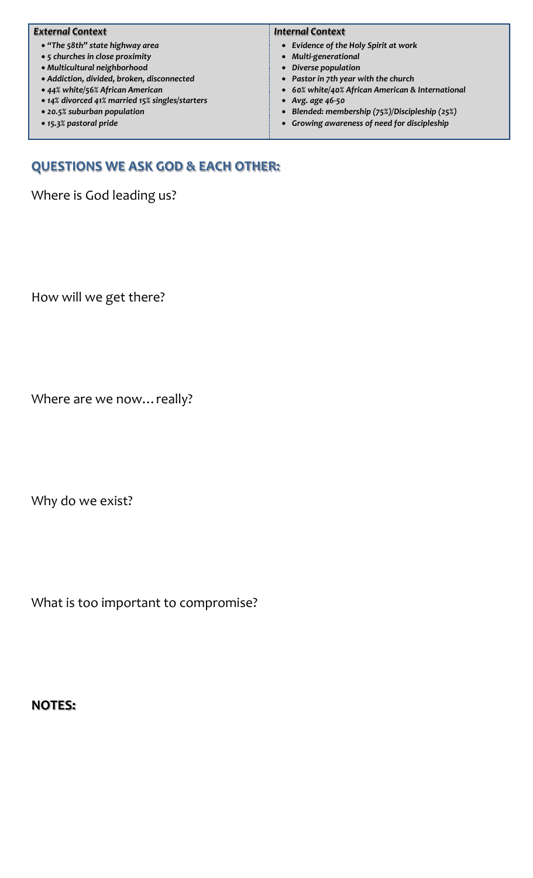| External Context | Internal Context |
|---|---|
| *• "The 58th" state highway area*<br>*• 5 churches in close proximity*<br>*• Multicultural neighborhood*<br>*• Addiction, divided, broken, disconnected*<br>*• 44% white/56% African American*<br>*• 14% divorced 41% married 15% singles/starters*<br>*• 20.5% suburban population*<br>*• 15.3% pastoral pride* | *• Evidence of the Holy Spirit at work*<br>*• Multi-generational*<br>*• Diverse population*<br>*• Pastor in 7th year with the church*<br>*• 60% white/40% African American & International*<br>*• Avg. age 46-50*<br>*• Blended: membership (75%)/Discipleship (25%)*<br>*• Growing awareness of need for discipleship* |

## QUESTIONS WE ASK GOD & EACH OTHER:

Where is God leading us?

How will we get there?

Where are we now…really?

Why do we exist?

What is too important to compromise?

**NOTES:**